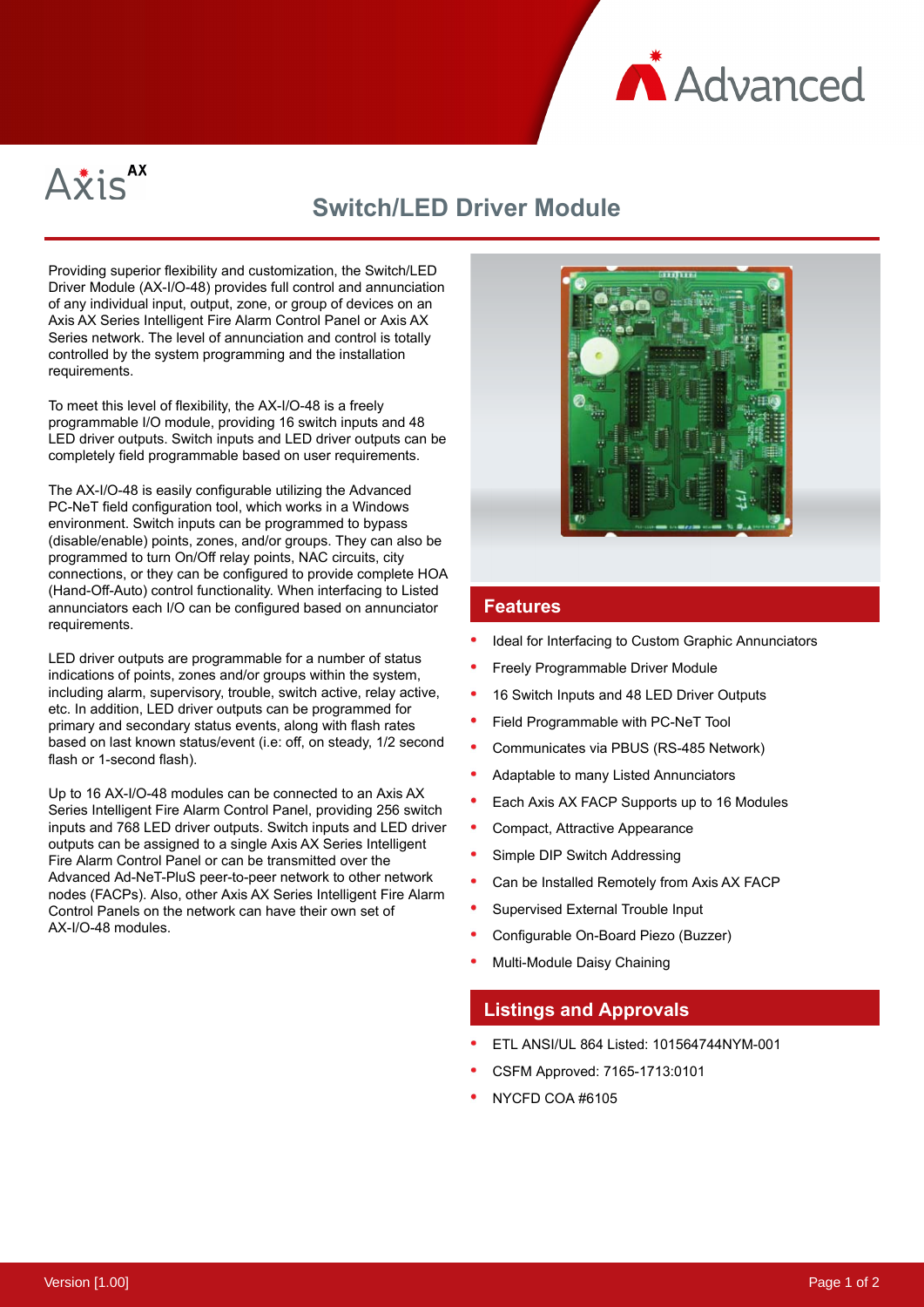# Axis AX

## Switch/LED Driver Module

Providing superior flexibility and customization, the Switch/LED Driver Module (AX-I/O-48) provides full control and annunciation of any individual input, output, zone, or group of devices on an Axis AX Series Intelligent Fire Alarm Control Panel or Axis AX Series network. The level of annunciation and control is totally controlled by the system programming and the installation requirements.

To meet this level of flexibility, the AX-I/O-48 is a freely programmable I/O module, providing 16 switch inputs and 48 LED driver outputs. Switch inputs and LED driver outputs can be completely field programmable based on user requirements.

The AX-I/O-48 is easily configurable utilizing the Advanced PC-NeT field configuration tool, which works in a Windows environment. Switch inputs can be programmed to bypass (disable/enable) points, zones, and/or groups. They can also be programmed to turn On/Off relay points, NAC circuits, city connections, or they can be configured to provide complete HOA (Hand-Off-Auto) control functionality. When interfacing to Listed annunciators each I/O can be configured based on annunciator requirements.

LED driver outputs are programmable for a number of status indications of points, zones and/or groups within the system, including alarm, supervisory, trouble, switch active, relay active, etc. In addition, LED driver outputs can be programmed for primary and secondary status events, along with flash rates based on last known status/event (i.e: off, on steady, 1/2 second flash or 1-second flash).

Up to 16 AX-I/O-48 modules can be connected to an Axis AX Series Intelligent Fire Alarm Control Panel, providing 256 switch inputs and 768 LED driver outputs. Switch inputs and LED driver outputs can be assigned to a single Axis AX Series Intelligent Fire Alarm Control Panel or can be transmitted over the Advanced Ad-NeT-PluS peer-to-peer network to other network nodes (FACPs). Also, other Axis AX Series Intelligent Fire Alarm Control Panels on the network can have their own set of AX-I/O-48 modules.

## Features

- Ideal for Interfacing to Custom Graphic Annunciators
- Freely Programmable Driver Module
- 16 Switch Inputs and 48 LED Driver Outputs
- Field Programmable with PC-NeT Tool
- Communicates via PBUS (RS-485 Network)
- Adaptable to many Listed Annunciators
- Each Axis AX FACP Supports up to 16 Modules
- Compact, Attractive Appearance
- Simple DIP Switch Addressing
- Can be Installed Remotely from Axis AX FACP
- Supervised External Trouble Input
- Configurable On-Board Piezo (Buzzer)
- Multi-Module Daisy Chaining

## Listings and Approvals

- ETL ANSI/UL 864 Listed: 101564744NYM-001
- CSFM Approved: 7165-1713:0101
- NYCFD COA #6105

Version [1.00]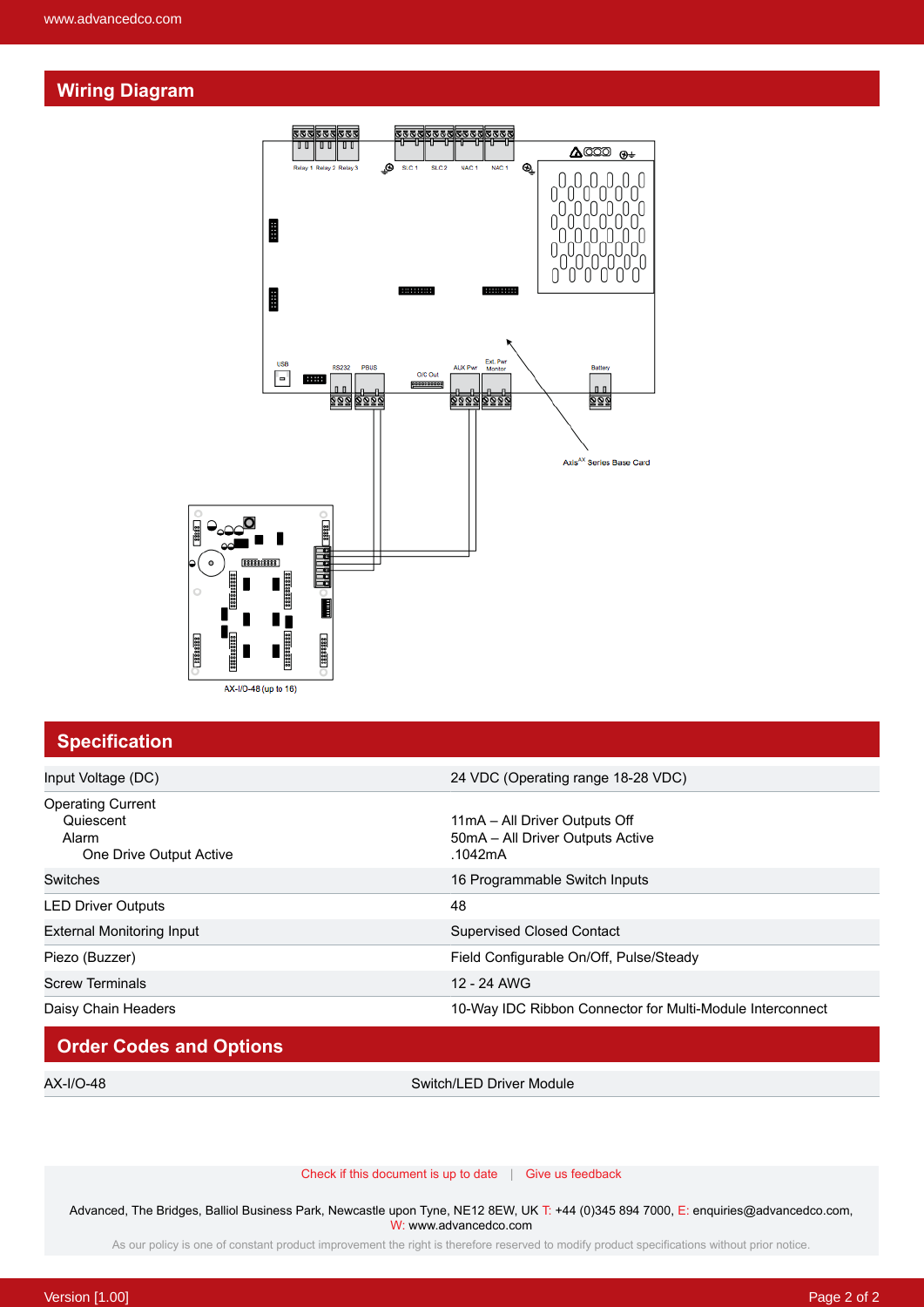## Wiring Diagram

Relay 1 Relay 2 Relay 3

SLC 1 SLC 2 NAC 1 NAC 1

USB RS232 PBUS O/C Out AUX Pwr Ext. Pwr Monitor Battery

Axis[AX] Series Base Card

AX-I/O-48 (up to 16)

## Specification

| | |
|---|---|
| Input Voltage (DC) | 24 VDC (Operating range 18-28 VDC) |
| Operating Current<br>Quiescent<br>Alarm<br>One Drive Output Active | <br>11mA – All Driver Outputs Off<br>50mA – All Driver Outputs Active<br>.1042mA |
| Switches | 16 Programmable Switch Inputs |
| LED Driver Outputs | 48 |
| External Monitoring Input | Supervised Closed Contact |
| Piezo (Buzzer) | Field Configurable On/Off, Pulse/Steady |
| Screw Terminals | 12 - 24 AWG |
| Daisy Chain Headers | 10-Way IDC Ribbon Connector for Multi-Module Interconnect |

## Order Codes and Options

| | |
|---|---|
| AX-I/O-48 | Switch/LED Driver Module |

Check if this document is up to date | Give us feedback

Advanced, The Bridges, Balliol Business Park, Newcastle upon Tyne, NE12 8EW, UK T: +44 (0)345 894 7000, E: enquiries@advancedco.com, W: www.advancedco.com

As our policy is one of constant product improvement the right is therefore reserved to modify product specifications without prior notice.

Version [1.00]